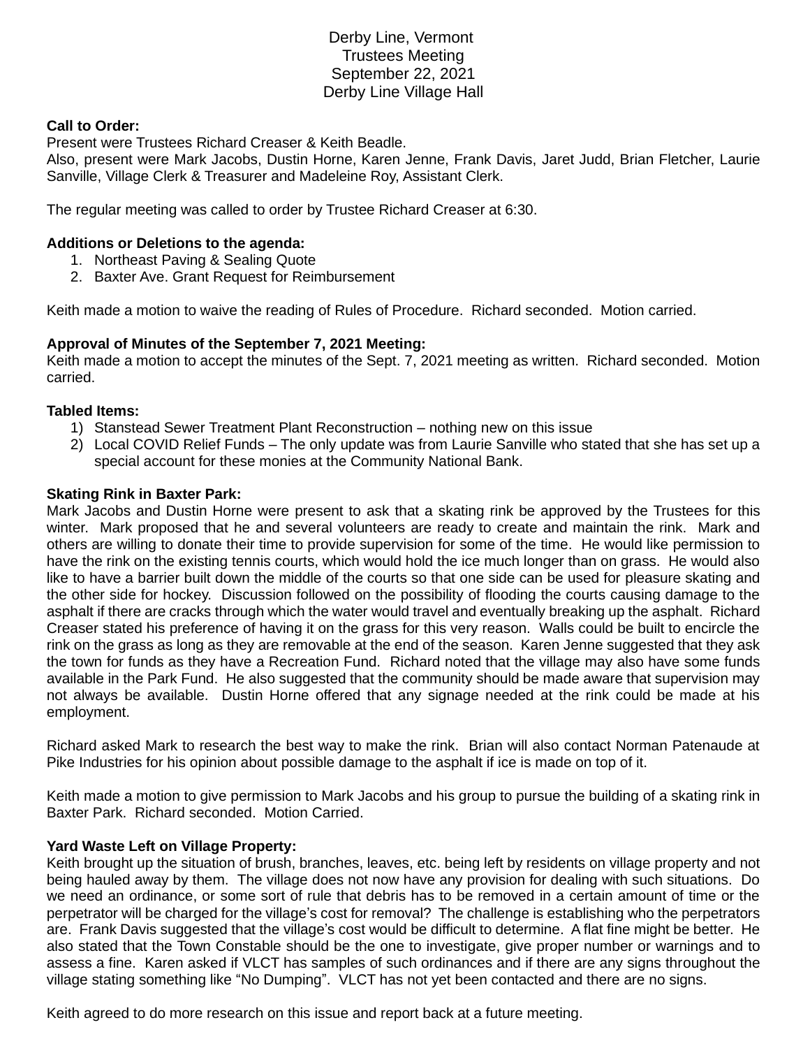Derby Line, Vermont
Trustees Meeting
September 22, 2021
Derby Line Village Hall

**Call to Order:**
Present were Trustees Richard Creaser & Keith Beadle.
Also, present were Mark Jacobs, Dustin Horne, Karen Jenne, Frank Davis, Jaret Judd, Brian Fletcher, Laurie Sanville, Village Clerk & Treasurer and Madeleine Roy, Assistant Clerk.

The regular meeting was called to order by Trustee Richard Creaser at 6:30.

**Additions or Deletions to the agenda:**

1. Northeast Paving & Sealing Quote
2. Baxter Ave. Grant Request for Reimbursement

Keith made a motion to waive the reading of Rules of Procedure. Richard seconded. Motion carried.

**Approval of Minutes of the September 7, 2021 Meeting:**
Keith made a motion to accept the minutes of the Sept. 7, 2021 meeting as written. Richard seconded. Motion carried.

**Tabled Items:**

1) Stanstead Sewer Treatment Plant Reconstruction – nothing new on this issue
2) Local COVID Relief Funds – The only update was from Laurie Sanville who stated that she has set up a special account for these monies at the Community National Bank.

**Skating Rink in Baxter Park:**
Mark Jacobs and Dustin Horne were present to ask that a skating rink be approved by the Trustees for this winter. Mark proposed that he and several volunteers are ready to create and maintain the rink. Mark and others are willing to donate their time to provide supervision for some of the time. He would like permission to have the rink on the existing tennis courts, which would hold the ice much longer than on grass. He would also like to have a barrier built down the middle of the courts so that one side can be used for pleasure skating and the other side for hockey. Discussion followed on the possibility of flooding the courts causing damage to the asphalt if there are cracks through which the water would travel and eventually breaking up the asphalt. Richard Creaser stated his preference of having it on the grass for this very reason. Walls could be built to encircle the rink on the grass as long as they are removable at the end of the season. Karen Jenne suggested that they ask the town for funds as they have a Recreation Fund. Richard noted that the village may also have some funds available in the Park Fund. He also suggested that the community should be made aware that supervision may not always be available. Dustin Horne offered that any signage needed at the rink could be made at his employment.

Richard asked Mark to research the best way to make the rink. Brian will also contact Norman Patenaude at Pike Industries for his opinion about possible damage to the asphalt if ice is made on top of it.

Keith made a motion to give permission to Mark Jacobs and his group to pursue the building of a skating rink in Baxter Park. Richard seconded. Motion Carried.

**Yard Waste Left on Village Property:**
Keith brought up the situation of brush, branches, leaves, etc. being left by residents on village property and not being hauled away by them. The village does not now have any provision for dealing with such situations. Do we need an ordinance, or some sort of rule that debris has to be removed in a certain amount of time or the perpetrator will be charged for the village's cost for removal? The challenge is establishing who the perpetrators are. Frank Davis suggested that the village's cost would be difficult to determine. A flat fine might be better. He also stated that the Town Constable should be the one to investigate, give proper number or warnings and to assess a fine. Karen asked if VLCT has samples of such ordinances and if there are any signs throughout the village stating something like "No Dumping". VLCT has not yet been contacted and there are no signs.

Keith agreed to do more research on this issue and report back at a future meeting.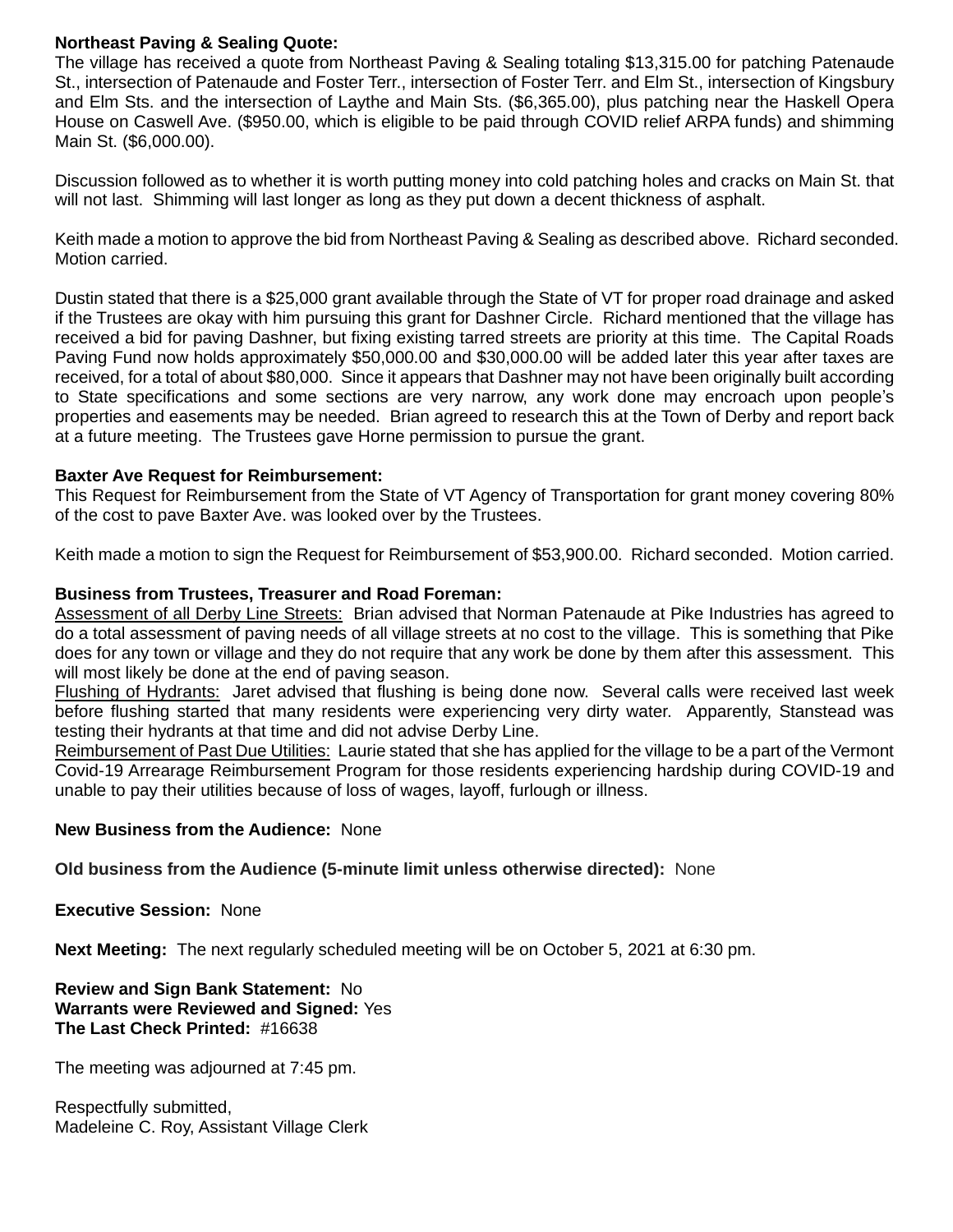**Northeast Paving & Sealing Quote:**
The village has received a quote from Northeast Paving & Sealing totaling $13,315.00 for patching Patenaude St., intersection of Patenaude and Foster Terr., intersection of Foster Terr. and Elm St., intersection of Kingsbury and Elm Sts. and the intersection of Laythe and Main Sts. ($6,365.00), plus patching near the Haskell Opera House on Caswell Ave. ($950.00, which is eligible to be paid through COVID relief ARPA funds) and shimming Main St. ($6,000.00).

Discussion followed as to whether it is worth putting money into cold patching holes and cracks on Main St. that will not last. Shimming will last longer as long as they put down a decent thickness of asphalt.

Keith made a motion to approve the bid from Northeast Paving & Sealing as described above. Richard seconded. Motion carried.

Dustin stated that there is a $25,000 grant available through the State of VT for proper road drainage and asked if the Trustees are okay with him pursuing this grant for Dashner Circle. Richard mentioned that the village has received a bid for paving Dashner, but fixing existing tarred streets are priority at this time. The Capital Roads Paving Fund now holds approximately $50,000.00 and $30,000.00 will be added later this year after taxes are received, for a total of about $80,000. Since it appears that Dashner may not have been originally built according to State specifications and some sections are very narrow, any work done may encroach upon people's properties and easements may be needed. Brian agreed to research this at the Town of Derby and report back at a future meeting. The Trustees gave Horne permission to pursue the grant.

**Baxter Ave Request for Reimbursement:**
This Request for Reimbursement from the State of VT Agency of Transportation for grant money covering 80% of the cost to pave Baxter Ave. was looked over by the Trustees.

Keith made a motion to sign the Request for Reimbursement of $53,900.00. Richard seconded. Motion carried.

**Business from Trustees, Treasurer and Road Foreman:**
<u>Assessment of all Derby Line Streets:</u> Brian advised that Norman Patenaude at Pike Industries has agreed to do a total assessment of paving needs of all village streets at no cost to the village. This is something that Pike does for any town or village and they do not require that any work be done by them after this assessment. This will most likely be done at the end of paving season.
<u>Flushing of Hydrants:</u> Jaret advised that flushing is being done now. Several calls were received last week before flushing started that many residents were experiencing very dirty water. Apparently, Stanstead was testing their hydrants at that time and did not advise Derby Line.
<u>Reimbursement of Past Due Utilities:</u> Laurie stated that she has applied for the village to be a part of the Vermont Covid-19 Arrearage Reimbursement Program for those residents experiencing hardship during COVID-19 and unable to pay their utilities because of loss of wages, layoff, furlough or illness.

**New Business from the Audience:** None

**Old business from the Audience (5-minute limit unless otherwise directed):** None

**Executive Session:** None

**Next Meeting:** The next regularly scheduled meeting will be on October 5, 2021 at 6:30 pm.

**Review and Sign Bank Statement:** No
**Warrants were Reviewed and Signed:** Yes
**The Last Check Printed:** #16638

The meeting was adjourned at 7:45 pm.

Respectfully submitted,
Madeleine C. Roy, Assistant Village Clerk